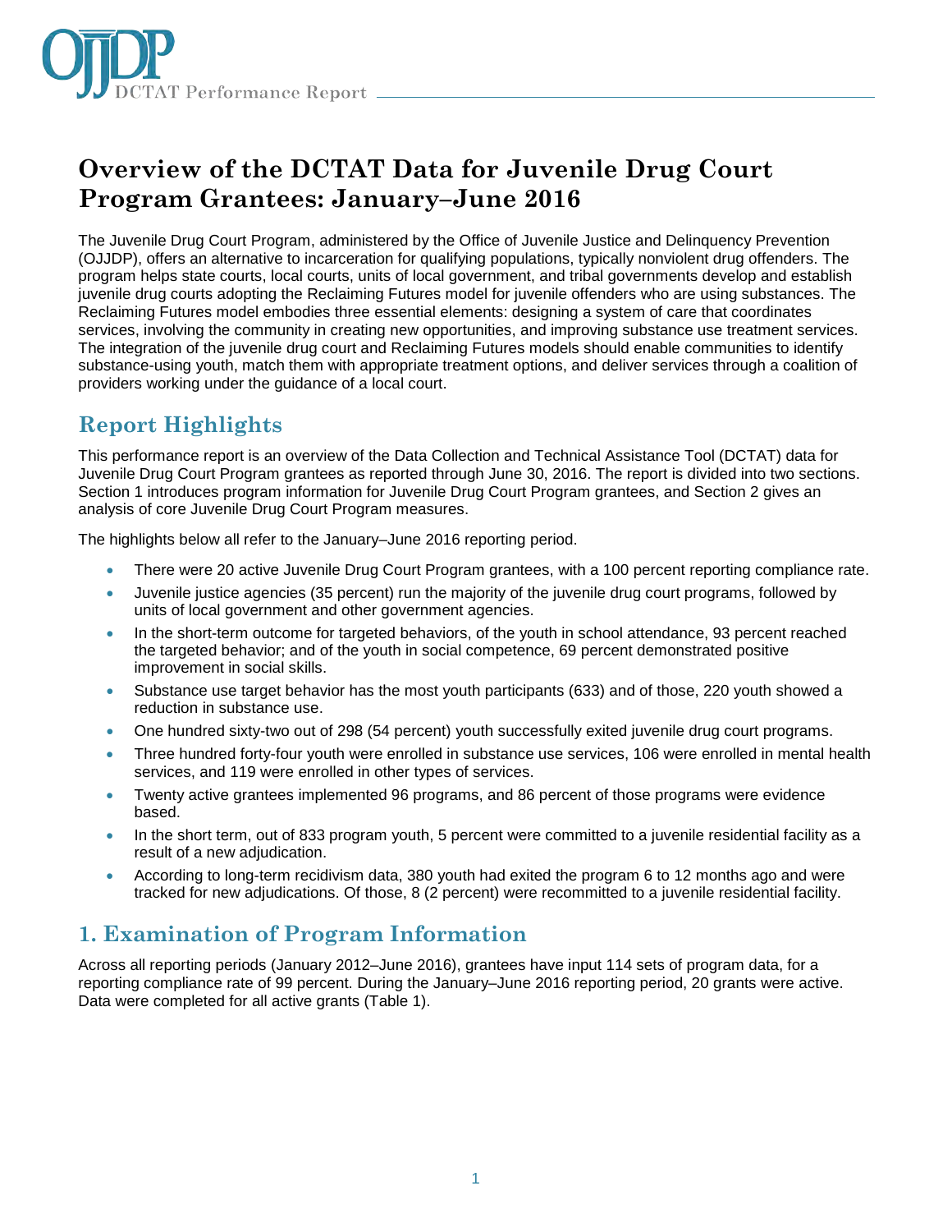# Overview of the DCTAT Data for Juvenile Drug Court Program Grantees: January–June 2016

The Juvenile Drug Court Program, administered by the Office of Juvenile Justice and Delinquency Prevention (OJJDP), offers an alternative to incarceration for qualifying populations, typically nonviolent drug offenders. The program helps state courts, local courts, units of local government, and tribal governments develop and establish juvenile drug courts adopting the Reclaiming Futures model for juvenile offenders who are using substances. The Reclaiming Futures model embodies three essential elements: designing a system of care that coordinates services, involving the community in creating new opportunities, and improving substance use treatment services. The integration of the juvenile drug court and Reclaiming Futures models should enable communities to identify substance-using youth, match them with appropriate treatment options, and deliver services through a coalition of providers working under the guidance of a local court.

## Report Highlights

This performance report is an overview of the Data Collection and Technical Assistance Tool (DCTAT) data for Juvenile Drug Court Program grantees as reported through June 30, 2016. The report is divided into two sections. Section 1 introduces program information for Juvenile Drug Court Program grantees, and Section 2 gives an analysis of core Juvenile Drug Court Program measures.

The highlights below all refer to the January–June 2016 reporting period.

- There were 20 active Juvenile Drug Court Program grantees, with a 100 percent reporting compliance rate.
- Juvenile justice agencies (35 percent) run the majority of the juvenile drug court programs, followed by units of local government and other government agencies.
- In the short-term outcome for targeted behaviors, of the youth in school attendance, 93 percent reached the targeted behavior; and of the youth in social competence, 69 percent demonstrated positive improvement in social skills.
- Substance use target behavior has the most youth participants (633) and of those, 220 youth showed a reduction in substance use.
- One hundred sixty-two out of 298 (54 percent) youth successfully exited juvenile drug court programs.
- Three hundred forty-four youth were enrolled in substance use services, 106 were enrolled in mental health services, and 119 were enrolled in other types of services.
- Twenty active grantees implemented 96 programs, and 86 percent of those programs were evidence based.
- In the short term, out of 833 program youth, 5 percent were committed to a juvenile residential facility as a result of a new adjudication.
- According to long-term recidivism data, 380 youth had exited the program 6 to 12 months ago and were tracked for new adjudications. Of those, 8 (2 percent) were recommitted to a juvenile residential facility.

## 1. Examination of Program Information

Across all reporting periods (January 2012–June 2016), grantees have input 114 sets of program data, for a reporting compliance rate of 99 percent. During the January–June 2016 reporting period, 20 grants were active. Data were completed for all active grants (Table 1).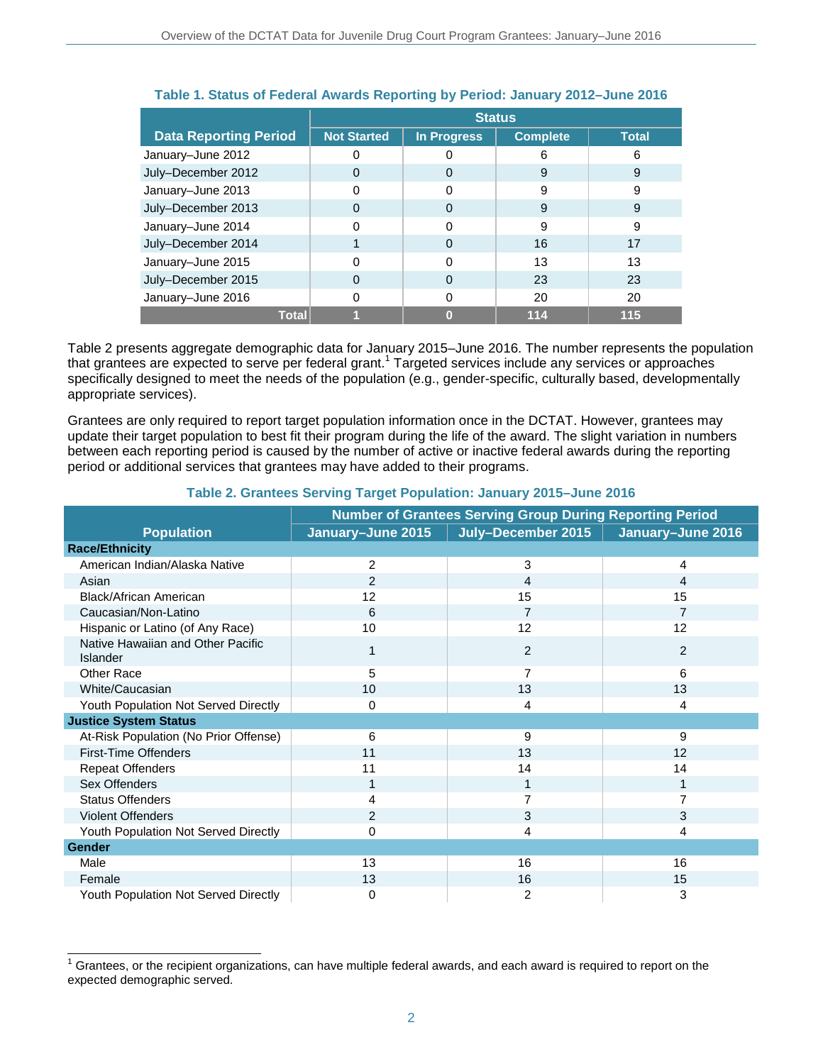**Table 1. Status of Federal Awards Reporting by Period: January 2012–June 2016**

| Data Reporting Period | Status | | | |
|---|---|---|---|---|
| | Not Started | In Progress | Complete | Total |
| January–June 2012 | 0 | 0 | 6 | 6 |
| July–December 2012 | 0 | 0 | 9 | 9 |
| January–June 2013 | 0 | 0 | 9 | 9 |
| July–December 2013 | 0 | 0 | 9 | 9 |
| January–June 2014 | 0 | 0 | 9 | 9 |
| July–December 2014 | 1 | 0 | 16 | 17 |
| January–June 2015 | 0 | 0 | 13 | 13 |
| July–December 2015 | 0 | 0 | 23 | 23 |
| January–June 2016 | 0 | 0 | 20 | 20 |
| **Total** | **1** | **0** | **114** | **115** |

Table 2 presents aggregate demographic data for January 2015–June 2016. The number represents the population that grantees are expected to serve per federal grant.[1] Targeted services include any services or approaches specifically designed to meet the needs of the population (e.g., gender-specific, culturally based, developmentally appropriate services).

Grantees are only required to report target population information once in the DCTAT. However, grantees may update their target population to best fit their program during the life of the award. The slight variation in numbers between each reporting period is caused by the number of active or inactive federal awards during the reporting period or additional services that grantees may have added to their programs.

**Table 2. Grantees Serving Target Population: January 2015–June 2016**

| Population | Number of Grantees Serving Group During Reporting Period | | |
|---|---|---|---|
| | January–June 2015 | July–December 2015 | January–June 2016 |
| **Race/Ethnicity** | | | |
| American Indian/Alaska Native | 2 | 3 | 4 |
| Asian | 2 | 4 | 4 |
| Black/African American | 12 | 15 | 15 |
| Caucasian/Non-Latino | 6 | 7 | 7 |
| Hispanic or Latino (of Any Race) | 10 | 12 | 12 |
| Native Hawaiian and Other Pacific Islander | 1 | 2 | 2 |
| Other Race | 5 | 7 | 6 |
| White/Caucasian | 10 | 13 | 13 |
| Youth Population Not Served Directly | 0 | 4 | 4 |
| **Justice System Status** | | | |
| At-Risk Population (No Prior Offense) | 6 | 9 | 9 |
| First-Time Offenders | 11 | 13 | 12 |
| Repeat Offenders | 11 | 14 | 14 |
| Sex Offenders | 1 | 1 | 1 |
| Status Offenders | 4 | 7 | 7 |
| Violent Offenders | 2 | 3 | 3 |
| Youth Population Not Served Directly | 0 | 4 | 4 |
| **Gender** | | | |
| Male | 13 | 16 | 16 |
| Female | 13 | 16 | 15 |
| Youth Population Not Served Directly | 0 | 2 | 3 |

[1] Grantees, or the recipient organizations, can have multiple federal awards, and each award is required to report on the expected demographic served.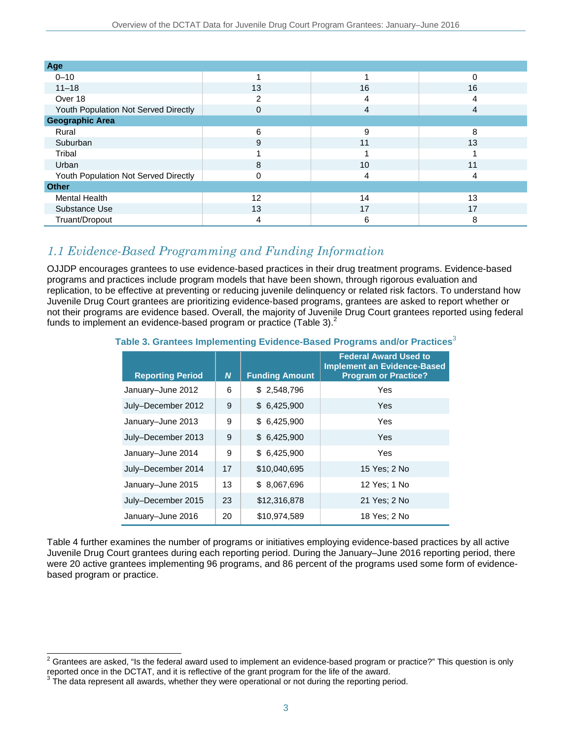| | | | |
|---|---|---|---|
| **Age** | | | |
| 0–10 | 1 | 1 | 0 |
| 11–18 | 13 | 16 | 16 |
| Over 18 | 2 | 4 | 4 |
| Youth Population Not Served Directly | 0 | 4 | 4 |
| **Geographic Area** | | | |
| Rural | 6 | 9 | 8 |
| Suburban | 9 | 11 | 13 |
| Tribal | 1 | 1 | 1 |
| Urban | 8 | 10 | 11 |
| Youth Population Not Served Directly | 0 | 4 | 4 |
| **Other** | | | |
| Mental Health | 12 | 14 | 13 |
| Substance Use | 13 | 17 | 17 |
| Truant/Dropout | 4 | 6 | 8 |

## *1.1 Evidence-Based Programming and Funding Information*

OJJDP encourages grantees to use evidence-based practices in their drug treatment programs. Evidence-based programs and practices include program models that have been shown, through rigorous evaluation and replication, to be effective at preventing or reducing juvenile delinquency or related risk factors. To understand how Juvenile Drug Court grantees are prioritizing evidence-based programs, grantees are asked to report whether or not their programs are evidence based. Overall, the majority of Juvenile Drug Court grantees reported using federal funds to implement an evidence-based program or practice (Table 3).[2]

**Table 3. Grantees Implementing Evidence-Based Programs and/or Practices**[3]

| Reporting Period | *N* | Funding Amount | Federal Award Used to Implement an Evidence-Based Program or Practice? |
|---|---|---|---|
| January–June 2012 | 6 | $ 2,548,796 | Yes |
| July–December 2012 | 9 | $ 6,425,900 | Yes |
| January–June 2013 | 9 | $ 6,425,900 | Yes |
| July–December 2013 | 9 | $ 6,425,900 | Yes |
| January–June 2014 | 9 | $ 6,425,900 | Yes |
| July–December 2014 | 17 | $10,040,695 | 15 Yes; 2 No |
| January–June 2015 | 13 | $ 8,067,696 | 12 Yes; 1 No |
| July–December 2015 | 23 | $12,316,878 | 21 Yes; 2 No |
| January–June 2016 | 20 | $10,974,589 | 18 Yes; 2 No |

Table 4 further examines the number of programs or initiatives employing evidence-based practices by all active Juvenile Drug Court grantees during each reporting period. During the January–June 2016 reporting period, there were 20 active grantees implementing 96 programs, and 86 percent of the programs used some form of evidence-based program or practice.

[2] Grantees are asked, "Is the federal award used to implement an evidence-based program or practice?" This question is only reported once in the DCTAT, and it is reflective of the grant program for the life of the award.

[3] The data represent all awards, whether they were operational or not during the reporting period.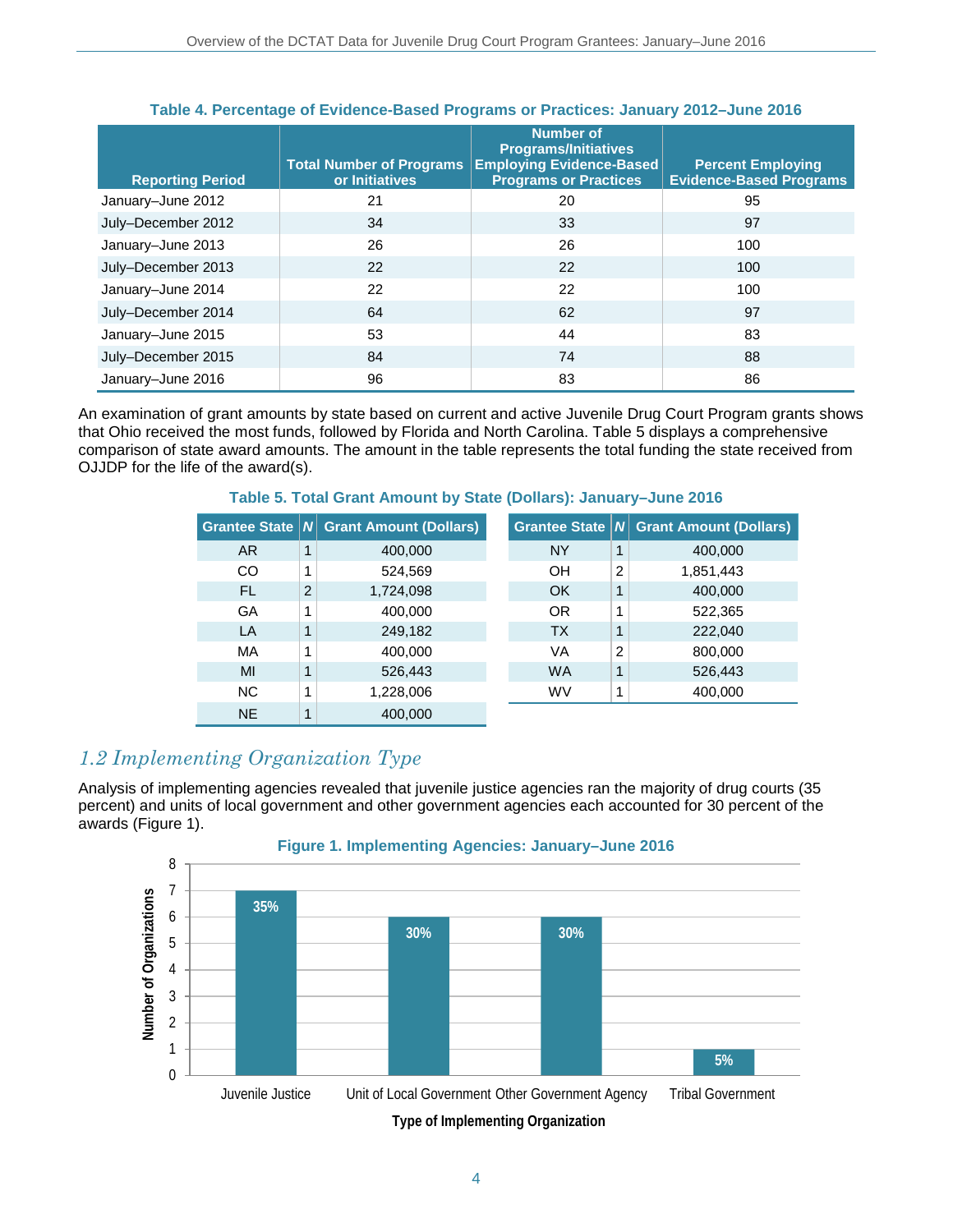**Table 4. Percentage of Evidence-Based Programs or Practices: January 2012–June 2016**

| Reporting Period | Total Number of Programs or Initiatives | Number of Programs/Initiatives Employing Evidence-Based Programs or Practices | Percent Employing Evidence-Based Programs |
|---|---|---|---|
| January–June 2012 | 21 | 20 | 95 |
| July–December 2012 | 34 | 33 | 97 |
| January–June 2013 | 26 | 26 | 100 |
| July–December 2013 | 22 | 22 | 100 |
| January–June 2014 | 22 | 22 | 100 |
| July–December 2014 | 64 | 62 | 97 |
| January–June 2015 | 53 | 44 | 83 |
| July–December 2015 | 84 | 74 | 88 |
| January–June 2016 | 96 | 83 | 86 |

An examination of grant amounts by state based on current and active Juvenile Drug Court Program grants shows that Ohio received the most funds, followed by Florida and North Carolina. Table 5 displays a comprehensive comparison of state award amounts. The amount in the table represents the total funding the state received from OJJDP for the life of the award(s).

**Table 5. Total Grant Amount by State (Dollars): January–June 2016**

| Grantee State | *N* | Grant Amount (Dollars) |
|---|---|---|
| AR | 1 | 400,000 |
| CO | 1 | 524,569 |
| FL | 2 | 1,724,098 |
| GA | 1 | 400,000 |
| LA | 1 | 249,182 |
| MA | 1 | 400,000 |
| MI | 1 | 526,443 |
| NC | 1 | 1,228,006 |
| NE | 1 | 400,000 |
| NY | 1 | 400,000 |
| OH | 2 | 1,851,443 |
| OK | 1 | 400,000 |
| OR | 1 | 522,365 |
| TX | 1 | 222,040 |
| VA | 2 | 800,000 |
| WA | 1 | 526,443 |
| WV | 1 | 400,000 |

## *1.2 Implementing Organization Type*

Analysis of implementing agencies revealed that juvenile justice agencies ran the majority of drug courts (35 percent) and units of local government and other government agencies each accounted for 30 percent of the awards (Figure 1).

**Figure 1. Implementing Agencies: January–June 2016**

| Type of Implementing Organization | Number of Organizations | Percent |
|---|---|---|
| Juvenile Justice | 7 | 35% |
| Unit of Local Government | 6 | 30% |
| Other Government Agency | 6 | 30% |
| Tribal Government | 1 | 5% |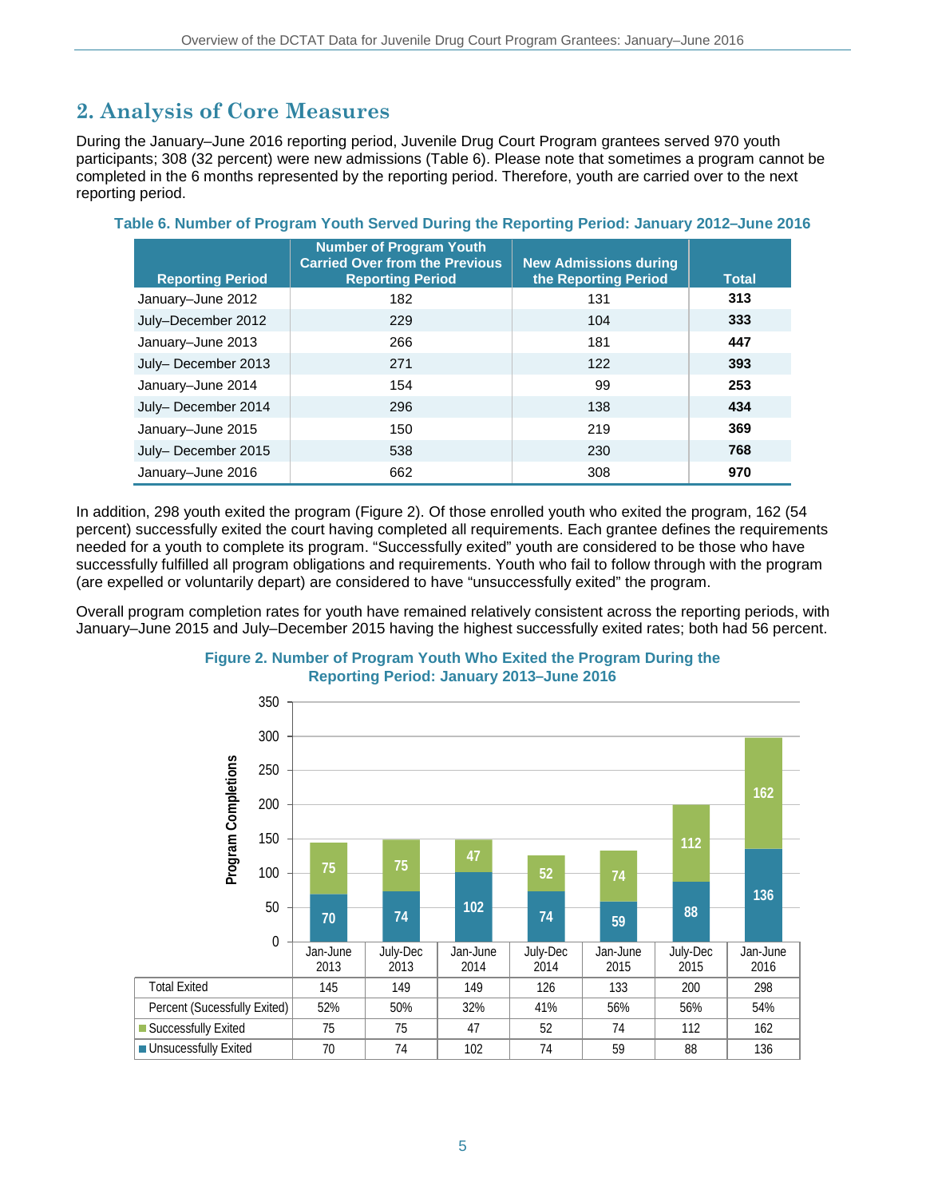## 2. Analysis of Core Measures

During the January–June 2016 reporting period, Juvenile Drug Court Program grantees served 970 youth participants; 308 (32 percent) were new admissions (Table 6). Please note that sometimes a program cannot be completed in the 6 months represented by the reporting period. Therefore, youth are carried over to the next reporting period.

**Table 6. Number of Program Youth Served During the Reporting Period: January 2012–June 2016**

| Reporting Period | Number of Program Youth Carried Over from the Previous Reporting Period | New Admissions during the Reporting Period | Total |
|---|---|---|---|
| January–June 2012 | 182 | 131 | **313** |
| July–December 2012 | 229 | 104 | **333** |
| January–June 2013 | 266 | 181 | **447** |
| July– December 2013 | 271 | 122 | **393** |
| January–June 2014 | 154 | 99 | **253** |
| July– December 2014 | 296 | 138 | **434** |
| January–June 2015 | 150 | 219 | **369** |
| July– December 2015 | 538 | 230 | **768** |
| January–June 2016 | 662 | 308 | **970** |

In addition, 298 youth exited the program (Figure 2). Of those enrolled youth who exited the program, 162 (54 percent) successfully exited the court having completed all requirements. Each grantee defines the requirements needed for a youth to complete its program. "Successfully exited" youth are considered to be those who have successfully fulfilled all program obligations and requirements. Youth who fail to follow through with the program (are expelled or voluntarily depart) are considered to have "unsuccessfully exited" the program.

Overall program completion rates for youth have remained relatively consistent across the reporting periods, with January–June 2015 and July–December 2015 having the highest successfully exited rates; both had 56 percent.

**Figure 2. Number of Program Youth Who Exited the Program During the Reporting Period: January 2013–June 2016**

| | Jan-June 2013 | July-Dec 2013 | Jan-June 2014 | July-Dec 2014 | Jan-June 2015 | July-Dec 2015 | Jan-June 2016 |
|---|---|---|---|---|---|---|---|
| Total Exited | 145 | 149 | 149 | 126 | 133 | 200 | 298 |
| Percent (Sucessfully Exited) | 52% | 50% | 32% | 41% | 56% | 56% | 54% |
| Successfully Exited | 75 | 75 | 47 | 52 | 74 | 112 | 162 |
| Unsucessfully Exited | 70 | 74 | 102 | 74 | 59 | 88 | 136 |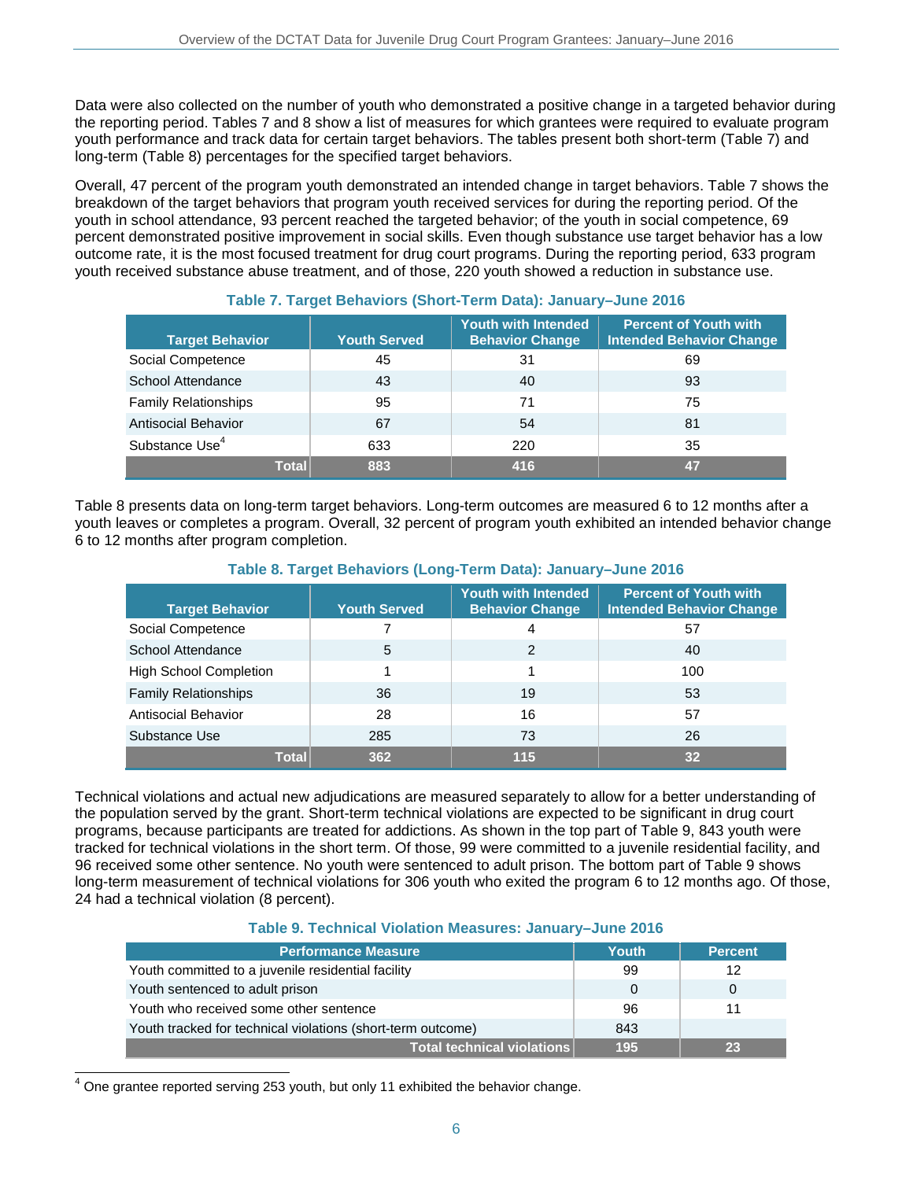Data were also collected on the number of youth who demonstrated a positive change in a targeted behavior during the reporting period. Tables 7 and 8 show a list of measures for which grantees were required to evaluate program youth performance and track data for certain target behaviors. The tables present both short-term (Table 7) and long-term (Table 8) percentages for the specified target behaviors.

Overall, 47 percent of the program youth demonstrated an intended change in target behaviors. Table 7 shows the breakdown of the target behaviors that program youth received services for during the reporting period. Of the youth in school attendance, 93 percent reached the targeted behavior; of the youth in social competence, 69 percent demonstrated positive improvement in social skills. Even though substance use target behavior has a low outcome rate, it is the most focused treatment for drug court programs. During the reporting period, 633 program youth received substance abuse treatment, and of those, 220 youth showed a reduction in substance use.

**Table 7. Target Behaviors (Short-Term Data): January–June 2016**

| Target Behavior | Youth Served | Youth with Intended Behavior Change | Percent of Youth with Intended Behavior Change |
|---|---|---|---|
| Social Competence | 45 | 31 | 69 |
| School Attendance | 43 | 40 | 93 |
| Family Relationships | 95 | 71 | 75 |
| Antisocial Behavior | 67 | 54 | 81 |
| Substance Use[4] | 633 | 220 | 35 |
| **Total** | **883** | **416** | **47** |

Table 8 presents data on long-term target behaviors. Long-term outcomes are measured 6 to 12 months after a youth leaves or completes a program. Overall, 32 percent of program youth exhibited an intended behavior change 6 to 12 months after program completion.

**Table 8. Target Behaviors (Long-Term Data): January–June 2016**

| Target Behavior | Youth Served | Youth with Intended Behavior Change | Percent of Youth with Intended Behavior Change |
|---|---|---|---|
| Social Competence | 7 | 4 | 57 |
| School Attendance | 5 | 2 | 40 |
| High School Completion | 1 | 1 | 100 |
| Family Relationships | 36 | 19 | 53 |
| Antisocial Behavior | 28 | 16 | 57 |
| Substance Use | 285 | 73 | 26 |
| **Total** | **362** | **115** | **32** |

Technical violations and actual new adjudications are measured separately to allow for a better understanding of the population served by the grant. Short-term technical violations are expected to be significant in drug court programs, because participants are treated for addictions. As shown in the top part of Table 9, 843 youth were tracked for technical violations in the short term. Of those, 99 were committed to a juvenile residential facility, and 96 received some other sentence. No youth were sentenced to adult prison. The bottom part of Table 9 shows long-term measurement of technical violations for 306 youth who exited the program 6 to 12 months ago. Of those, 24 had a technical violation (8 percent).

**Table 9. Technical Violation Measures: January–June 2016**

| Performance Measure | Youth | Percent |
|---|---|---|
| Youth committed to a juvenile residential facility | 99 | 12 |
| Youth sentenced to adult prison | 0 | 0 |
| Youth who received some other sentence | 96 | 11 |
| Youth tracked for technical violations (short-term outcome) | 843 | |
| **Total technical violations** | **195** | **23** |

[4] One grantee reported serving 253 youth, but only 11 exhibited the behavior change.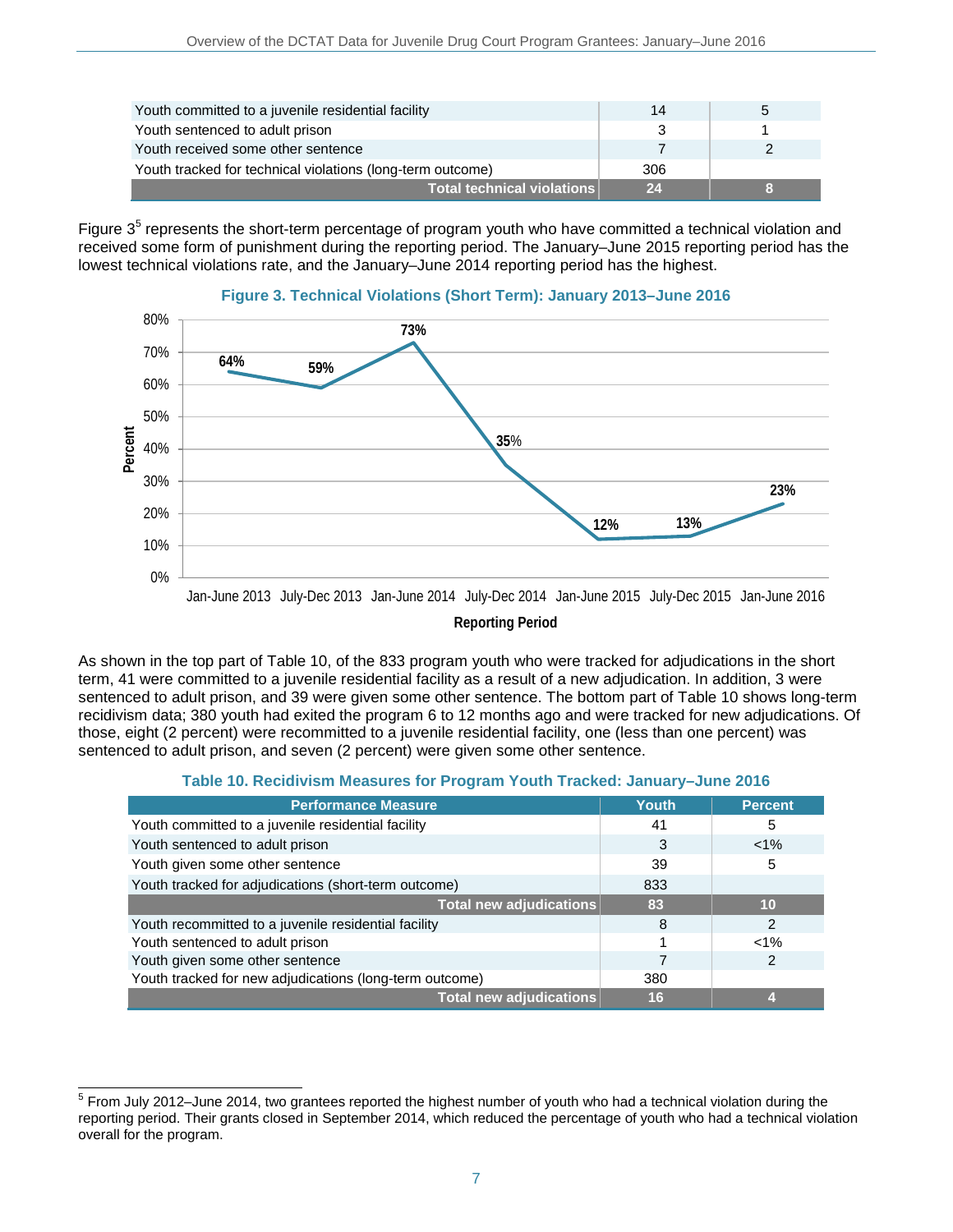| Youth committed to a juvenile residential facility | 14 | 5 |
|---|---|---|
| Youth sentenced to adult prison | 3 | 1 |
| Youth received some other sentence | 7 | 2 |
| Youth tracked for technical violations (long-term outcome) | 306 | |
| **Total technical violations** | **24** | **8** |

Figure 3[5] represents the short-term percentage of program youth who have committed a technical violation and received some form of punishment during the reporting period. The January–June 2015 reporting period has the lowest technical violations rate, and the January–June 2014 reporting period has the highest.

**Figure 3. Technical Violations (Short Term): January 2013–June 2016**

| Reporting Period | Percent |
|---|---|
| Jan-June 2013 | 64% |
| July-Dec 2013 | 59% |
| Jan-June 2014 | 73% |
| July-Dec 2014 | 35% |
| Jan-June 2015 | 12% |
| July-Dec 2015 | 13% |
| Jan-June 2016 | 23% |

As shown in the top part of Table 10, of the 833 program youth who were tracked for adjudications in the short term, 41 were committed to a juvenile residential facility as a result of a new adjudication. In addition, 3 were sentenced to adult prison, and 39 were given some other sentence. The bottom part of Table 10 shows long-term recidivism data; 380 youth had exited the program 6 to 12 months ago and were tracked for new adjudications. Of those, eight (2 percent) were recommitted to a juvenile residential facility, one (less than one percent) was sentenced to adult prison, and seven (2 percent) were given some other sentence.

**Table 10. Recidivism Measures for Program Youth Tracked: January–June 2016**

| Performance Measure | Youth | Percent |
|---|---|---|
| Youth committed to a juvenile residential facility | 41 | 5 |
| Youth sentenced to adult prison | 3 | <1% |
| Youth given some other sentence | 39 | 5 |
| Youth tracked for adjudications (short-term outcome) | 833 | |
| **Total new adjudications** | **83** | **10** |
| Youth recommitted to a juvenile residential facility | 8 | 2 |
| Youth sentenced to adult prison | 1 | <1% |
| Youth given some other sentence | 7 | 2 |
| Youth tracked for new adjudications (long-term outcome) | 380 | |
| **Total new adjudications** | **16** | **4** |

[5] From July 2012–June 2014, two grantees reported the highest number of youth who had a technical violation during the reporting period. Their grants closed in September 2014, which reduced the percentage of youth who had a technical violation overall for the program.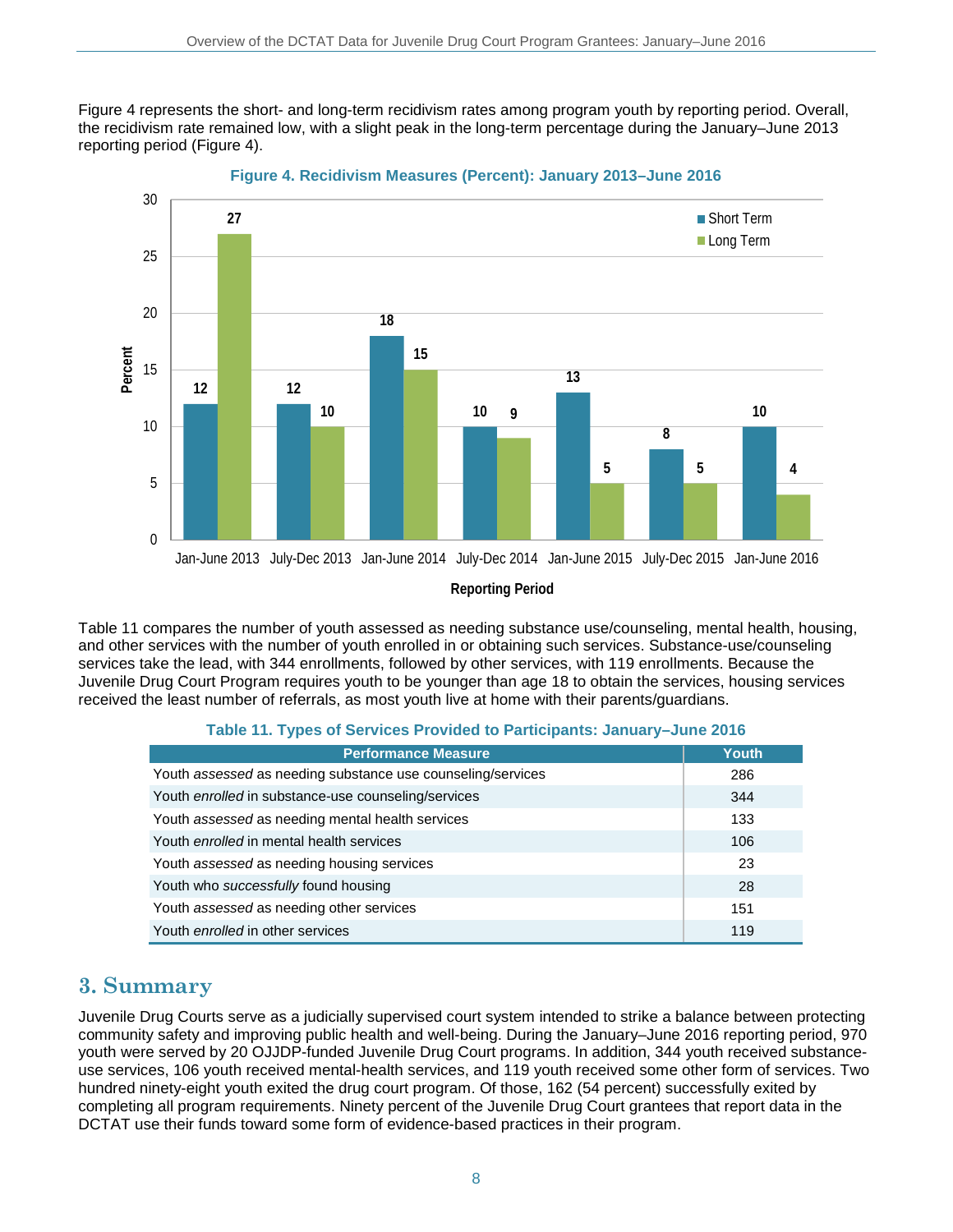Figure 4 represents the short- and long-term recidivism rates among program youth by reporting period. Overall, the recidivism rate remained low, with a slight peak in the long-term percentage during the January–June 2013 reporting period (Figure 4).

**Figure 4. Recidivism Measures (Percent): January 2013–June 2016**

Percent
30
25
20
15
10
5
0

Short Term
Long Term

Jan-June 2013: 12, 27
July-Dec 2013: 12, 10
Jan-June 2014: 18, 15
July-Dec 2014: 10, 9
Jan-June 2015: 13, 5
July-Dec 2015: 8, 5
Jan-June 2016: 10, 4

Reporting Period

Table 11 compares the number of youth assessed as needing substance use/counseling, mental health, housing, and other services with the number of youth enrolled in or obtaining such services. Substance-use/counseling services take the lead, with 344 enrollments, followed by other services, with 119 enrollments. Because the Juvenile Drug Court Program requires youth to be younger than age 18 to obtain the services, housing services received the least number of referrals, as most youth live at home with their parents/guardians.

**Table 11. Types of Services Provided to Participants: January–June 2016**

| Performance Measure | Youth |
|---|---|
| Youth *assessed* as needing substance use counseling/services | 286 |
| Youth *enrolled* in substance-use counseling/services | 344 |
| Youth *assessed* as needing mental health services | 133 |
| Youth *enrolled* in mental health services | 106 |
| Youth *assessed* as needing housing services | 23 |
| Youth who *successfully* found housing | 28 |
| Youth *assessed* as needing other services | 151 |
| Youth *enrolled* in other services | 119 |

## 3. Summary

Juvenile Drug Courts serve as a judicially supervised court system intended to strike a balance between protecting community safety and improving public health and well-being. During the January–June 2016 reporting period, 970 youth were served by 20 OJJDP-funded Juvenile Drug Court programs. In addition, 344 youth received substance-use services, 106 youth received mental-health services, and 119 youth received some other form of services. Two hundred ninety-eight youth exited the drug court program. Of those, 162 (54 percent) successfully exited by completing all program requirements. Ninety percent of the Juvenile Drug Court grantees that report data in the DCTAT use their funds toward some form of evidence-based practices in their program.